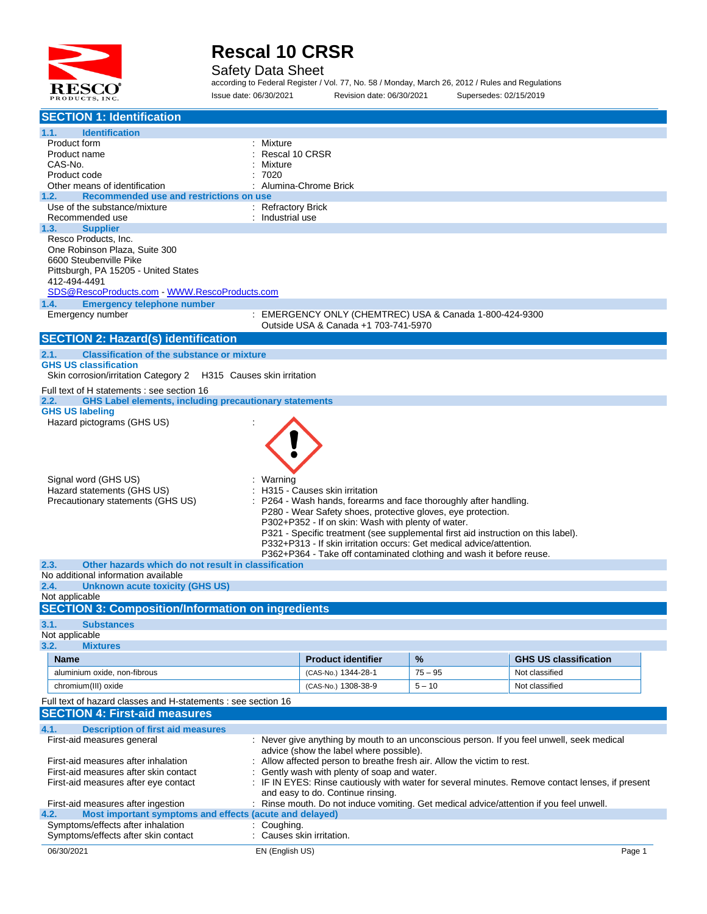# Rescal 10 CRSR

Safety Data Sheet

according to Federal Register / Vol. 77, No. 58 / Monday, March 26, 2012 / Rules and Regulations

Issue date: 06/30/2021 Revision date: 06/30/2021 Supersedes: 02/15/2019

## SECTION 1: Identification

### 1.1. Identification

| | |
|---|---|
| Product form | : Mixture |
| Product name | : Rescal 10 CRSR |
| CAS-No. | : Mixture |
| Product code | : 7020 |
| Other means of identification | : Alumina-Chrome Brick |

### 1.2. Recommended use and restrictions on use

| | |
|---|---|
| Use of the substance/mixture | : Refractory Brick |
| Recommended use | : Industrial use |

### 1.3. Supplier

Resco Products, Inc.
One Robinson Plaza, Suite 300
6600 Steubenville Pike
Pittsburgh, PA 15205 - United States
412-494-4491
SDS@RescoProducts.com - WWW.RescoProducts.com

### 1.4. Emergency telephone number

| | |
|---|---|
| Emergency number | : EMERGENCY ONLY (CHEMTREC) USA & Canada 1-800-424-9300<br>Outside USA & Canada +1 703-741-5970 |

## SECTION 2: Hazard(s) identification

### 2.1. Classification of the substance or mixture

**GHS US classification**

Skin corrosion/irritation Category 2 H315 Causes skin irritation

Full text of H statements : see section 16

### 2.2. GHS Label elements, including precautionary statements

**GHS US labeling**

Hazard pictograms (GHS US) :

Signal word (GHS US) : Warning

Hazard statements (GHS US) : H315 - Causes skin irritation

Precautionary statements (GHS US) :
- P264 - Wash hands, forearms and face thoroughly after handling.
- P280 - Wear Safety shoes, protective gloves, eye protection.
- P302+P352 - If on skin: Wash with plenty of water.
- P321 - Specific treatment (see supplemental first aid instruction on this label).
- P332+P313 - If skin irritation occurs: Get medical advice/attention.
- P362+P364 - Take off contaminated clothing and wash it before reuse.

### 2.3. Other hazards which do not result in classification

No additional information available

### 2.4. Unknown acute toxicity (GHS US)

Not applicable

## SECTION 3: Composition/Information on ingredients

### 3.1. Substances

Not applicable

### 3.2. Mixtures

| Name | Product identifier | % | GHS US classification |
|---|---|---|---|
| aluminium oxide, non-fibrous | (CAS-No.) 1344-28-1 | 75 – 95 | Not classified |
| chromium(III) oxide | (CAS-No.) 1308-38-9 | 5 – 10 | Not classified |

Full text of hazard classes and H-statements : see section 16

## SECTION 4: First-aid measures

### 4.1. Description of first aid measures

| | |
|---|---|
| First-aid measures general | : Never give anything by mouth to an unconscious person. If you feel unwell, seek medical advice (show the label where possible). |
| First-aid measures after inhalation | : Allow affected person to breathe fresh air. Allow the victim to rest. |
| First-aid measures after skin contact | : Gently wash with plenty of soap and water. |
| First-aid measures after eye contact | : IF IN EYES: Rinse cautiously with water for several minutes. Remove contact lenses, if present and easy to do. Continue rinsing. |
| First-aid measures after ingestion | : Rinse mouth. Do not induce vomiting. Get medical advice/attention if you feel unwell. |

### 4.2. Most important symptoms and effects (acute and delayed)

| | |
|---|---|
| Symptoms/effects after inhalation | : Coughing. |
| Symptoms/effects after skin contact | : Causes skin irritation. |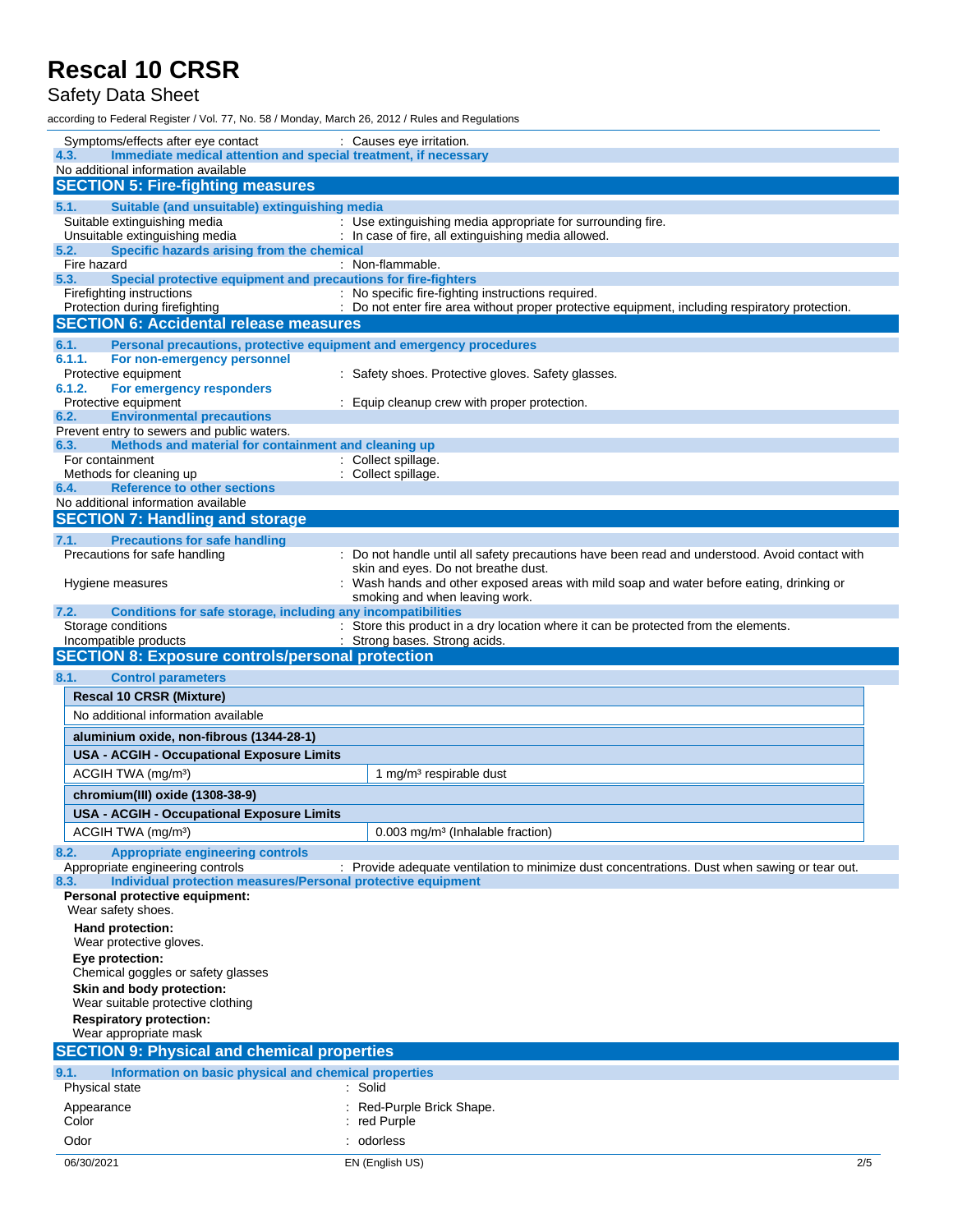Symptoms/effects after eye contact : Causes eye irritation.

### 4.3. Immediate medical attention and special treatment, if necessary

No additional information available

## SECTION 5: Fire-fighting measures

### 5.1. Suitable (and unsuitable) extinguishing media

Suitable extinguishing media : Use extinguishing media appropriate for surrounding fire.
Unsuitable extinguishing media : In case of fire, all extinguishing media allowed.

### 5.2. Specific hazards arising from the chemical

Fire hazard : Non-flammable.

### 5.3. Special protective equipment and precautions for fire-fighters

Firefighting instructions : No specific fire-fighting instructions required.
Protection during firefighting : Do not enter fire area without proper protective equipment, including respiratory protection.

## SECTION 6: Accidental release measures

### 6.1. Personal precautions, protective equipment and emergency procedures

#### 6.1.1. For non-emergency personnel

Protective equipment : Safety shoes. Protective gloves. Safety glasses.

#### 6.1.2. For emergency responders

Protective equipment : Equip cleanup crew with proper protection.

### 6.2. Environmental precautions

Prevent entry to sewers and public waters.

### 6.3. Methods and material for containment and cleaning up

For containment : Collect spillage.
Methods for cleaning up : Collect spillage.

### 6.4. Reference to other sections

No additional information available

## SECTION 7: Handling and storage

### 7.1. Precautions for safe handling

Precautions for safe handling : Do not handle until all safety precautions have been read and understood. Avoid contact with skin and eyes. Do not breathe dust.
Hygiene measures : Wash hands and other exposed areas with mild soap and water before eating, drinking or smoking and when leaving work.

### 7.2. Conditions for safe storage, including any incompatibilities

Storage conditions : Store this product in a dry location where it can be protected from the elements.
Incompatible products : Strong bases. Strong acids.

## SECTION 8: Exposure controls/personal protection

### 8.1. Control parameters

| **Rescal 10 CRSR (Mixture)** | |
|---|---|
| No additional information available | |
| **aluminium oxide, non-fibrous (1344-28-1)** | |
| **USA - ACGIH - Occupational Exposure Limits** | |
| ACGIH TWA (mg/m³) | 1 mg/m³ respirable dust |
| **chromium(III) oxide (1308-38-9)** | |
| **USA - ACGIH - Occupational Exposure Limits** | |
| ACGIH TWA (mg/m³) | 0.003 mg/m³ (Inhalable fraction) |

### 8.2. Appropriate engineering controls

Appropriate engineering controls : Provide adequate ventilation to minimize dust concentrations. Dust when sawing or tear out.

### 8.3. Individual protection measures/Personal protective equipment

**Personal protective equipment:**
Wear safety shoes.

**Hand protection:**
Wear protective gloves.

**Eye protection:**
Chemical goggles or safety glasses

**Skin and body protection:**
Wear suitable protective clothing

**Respiratory protection:**
Wear appropriate mask

## SECTION 9: Physical and chemical properties

### 9.1. Information on basic physical and chemical properties

Physical state : Solid
Appearance : Red-Purple Brick Shape.
Color : red Purple
Odor : odorless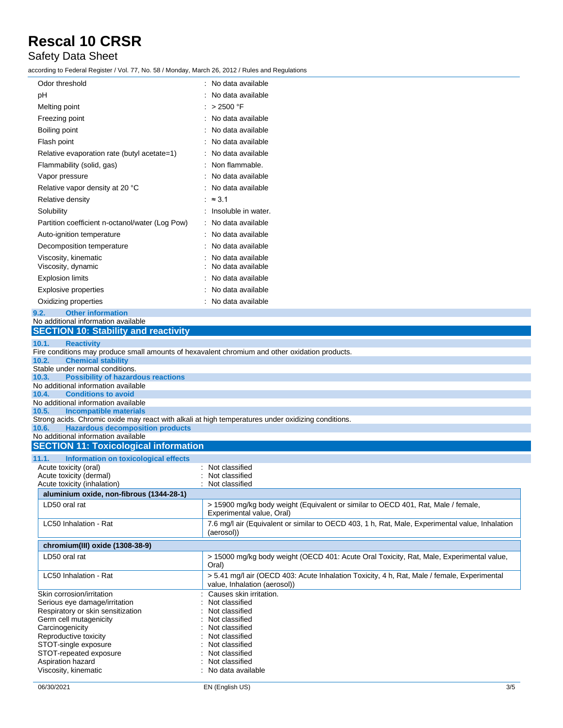| | |
|---|---|
| Odor threshold | : No data available |
| pH | : No data available |
| Melting point | : > 2500 °F |
| Freezing point | : No data available |
| Boiling point | : No data available |
| Flash point | : No data available |
| Relative evaporation rate (butyl acetate=1) | : No data available |
| Flammability (solid, gas) | : Non flammable. |
| Vapor pressure | : No data available |
| Relative vapor density at 20 °C | : No data available |
| Relative density | : ≈ 3.1 |
| Solubility | : Insoluble in water. |
| Partition coefficient n-octanol/water (Log Pow) | : No data available |
| Auto-ignition temperature | : No data available |
| Decomposition temperature | : No data available |
| Viscosity, kinematic | : No data available |
| Viscosity, dynamic | : No data available |
| Explosion limits | : No data available |
| Explosive properties | : No data available |
| Oxidizing properties | : No data available |

### 9.2. Other information

No additional information available

## SECTION 10: Stability and reactivity

### 10.1. Reactivity

Fire conditions may produce small amounts of hexavalent chromium and other oxidation products.

### 10.2. Chemical stability

Stable under normal conditions.

### 10.3. Possibility of hazardous reactions

No additional information available

### 10.4. Conditions to avoid

No additional information available

### 10.5. Incompatible materials

Strong acids. Chromic oxide may react with alkali at high temperatures under oxidizing conditions.

### 10.6. Hazardous decomposition products

No additional information available

## SECTION 11: Toxicological information

### 11.1. Information on toxicological effects

| | |
|---|---|
| Acute toxicity (oral) | : Not classified |
| Acute toxicity (dermal) | : Not classified |
| Acute toxicity (inhalation) | : Not classified |

| **aluminium oxide, non-fibrous (1344-28-1)** | |
|---|---|
| LD50 oral rat | > 15900 mg/kg body weight (Equivalent or similar to OECD 401, Rat, Male / female, Experimental value, Oral) |
| LC50 Inhalation - Rat | 7.6 mg/l air (Equivalent or similar to OECD 403, 1 h, Rat, Male, Experimental value, Inhalation (aerosol)) |

| **chromium(III) oxide (1308-38-9)** | |
|---|---|
| LD50 oral rat | > 15000 mg/kg body weight (OECD 401: Acute Oral Toxicity, Rat, Male, Experimental value, Oral) |
| LC50 Inhalation - Rat | > 5.41 mg/l air (OECD 403: Acute Inhalation Toxicity, 4 h, Rat, Male / female, Experimental value, Inhalation (aerosol)) |

| | |
|---|---|
| Skin corrosion/irritation | : Causes skin irritation. |
| Serious eye damage/irritation | : Not classified |
| Respiratory or skin sensitization | : Not classified |
| Germ cell mutagenicity | : Not classified |
| Carcinogenicity | : Not classified |
| Reproductive toxicity | : Not classified |
| STOT-single exposure | : Not classified |
| STOT-repeated exposure | : Not classified |
| Aspiration hazard | : Not classified |
| Viscosity, kinematic | : No data available |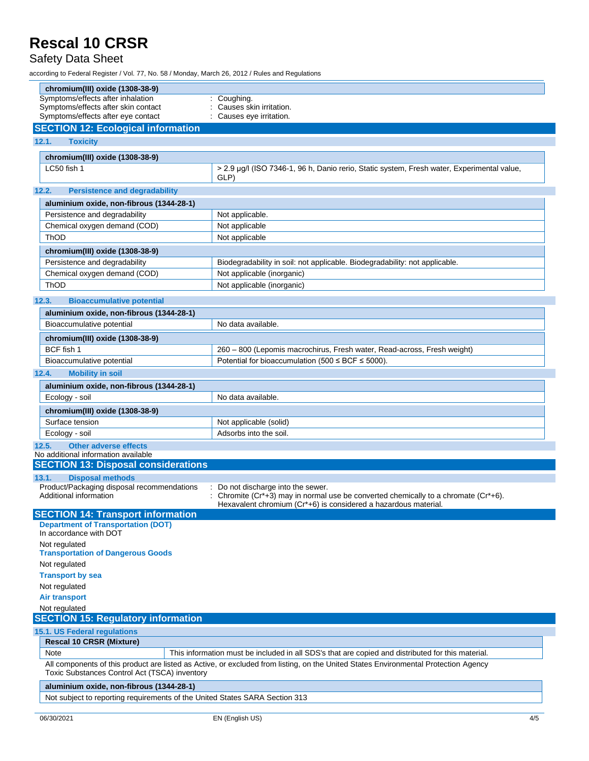| chromium(III) oxide (1308-38-9) | |
|---|---|
| Symptoms/effects after inhalation | : Coughing. |
| Symptoms/effects after skin contact | : Causes skin irritation. |
| Symptoms/effects after eye contact | : Causes eye irritation. |

## SECTION 12: Ecological information

### 12.1. Toxicity

| chromium(III) oxide (1308-38-9) | |
|---|---|
| LC50 fish 1 | > 2.9 µg/l (ISO 7346-1, 96 h, Danio rerio, Static system, Fresh water, Experimental value, GLP) |

### 12.2. Persistence and degradability

| aluminium oxide, non-fibrous (1344-28-1) | |
|---|---|
| Persistence and degradability | Not applicable. |
| Chemical oxygen demand (COD) | Not applicable |
| ThOD | Not applicable |

| chromium(III) oxide (1308-38-9) | |
|---|---|
| Persistence and degradability | Biodegradability in soil: not applicable. Biodegradability: not applicable. |
| Chemical oxygen demand (COD) | Not applicable (inorganic) |
| ThOD | Not applicable (inorganic) |

### 12.3. Bioaccumulative potential

| aluminium oxide, non-fibrous (1344-28-1) | |
|---|---|
| Bioaccumulative potential | No data available. |

| chromium(III) oxide (1308-38-9) | |
|---|---|
| BCF fish 1 | 260 – 800 (Lepomis macrochirus, Fresh water, Read-across, Fresh weight) |
| Bioaccumulative potential | Potential for bioaccumulation (500 ≤ BCF ≤ 5000). |

### 12.4. Mobility in soil

| aluminium oxide, non-fibrous (1344-28-1) | |
|---|---|
| Ecology - soil | No data available. |

| chromium(III) oxide (1308-38-9) | |
|---|---|
| Surface tension | Not applicable (solid) |
| Ecology - soil | Adsorbs into the soil. |

### 12.5. Other adverse effects

No additional information available

## SECTION 13: Disposal considerations

### 13.1. Disposal methods

Product/Packaging disposal recommendations : Do not discharge into the sewer.

Additional information : Chromite (Cr*+3) may in normal use be converted chemically to a chromate (Cr*+6). Hexavalent chromium (Cr*+6) is considered a hazardous material.

## SECTION 14: Transport information

**Department of Transportation (DOT)**

In accordance with DOT

Not regulated

**Transportation of Dangerous Goods**

Not regulated

**Transport by sea**

Not regulated

**Air transport**

Not regulated

## SECTION 15: Regulatory information

### 15.1. US Federal regulations

| Rescal 10 CRSR (Mixture) | |
|---|---|
| Note | This information must be included in all SDS's that are copied and distributed for this material. |

All components of this product are listed as Active, or excluded from listing, on the United States Environmental Protection Agency Toxic Substances Control Act (TSCA) inventory

| aluminium oxide, non-fibrous (1344-28-1) |
|---|
| Not subject to reporting requirements of the United States SARA Section 313 |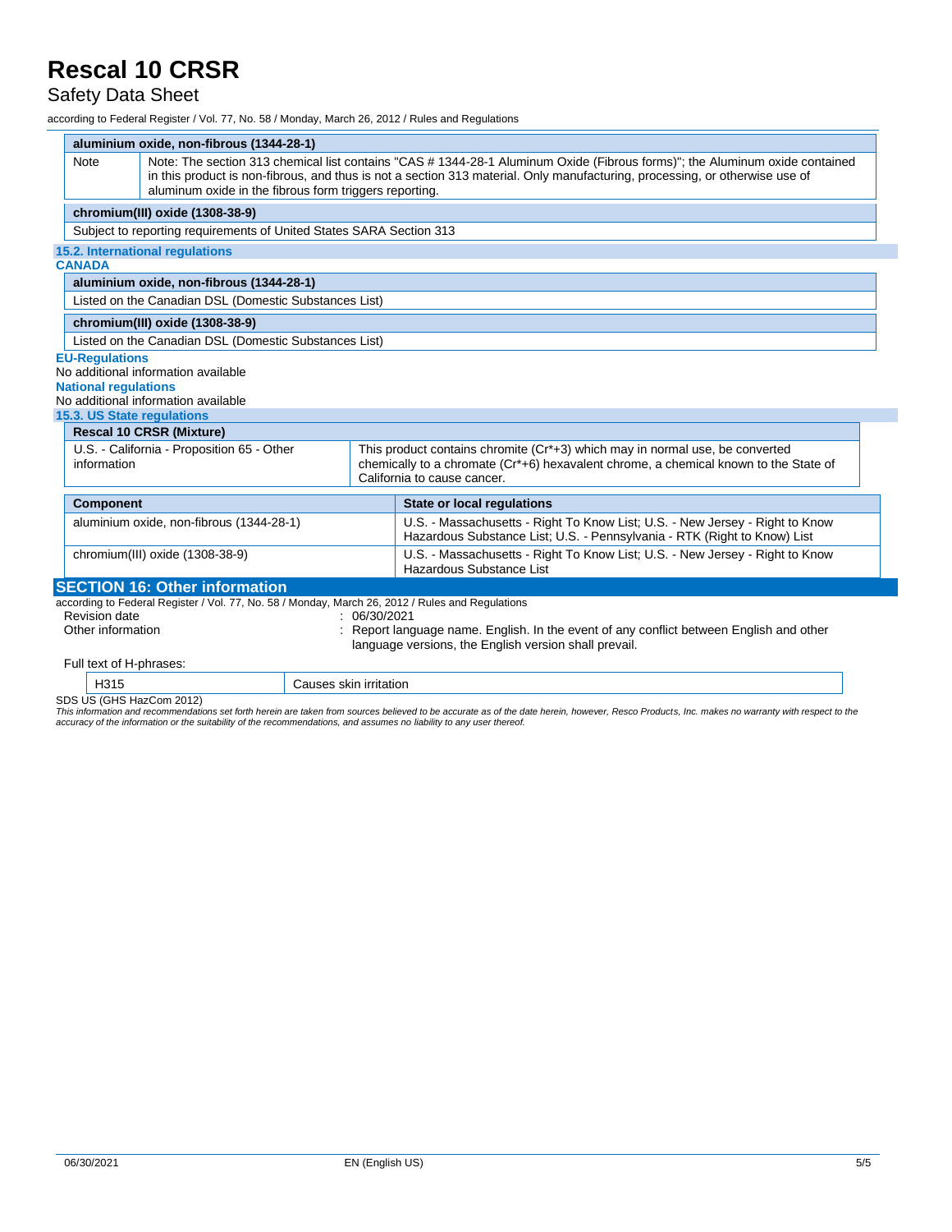| aluminium oxide, non-fibrous (1344-28-1) | |
|---|---|
| Note | Note: The section 313 chemical list contains "CAS # 1344-28-1 Aluminum Oxide (Fibrous forms)"; the Aluminum oxide contained in this product is non-fibrous, and thus is not a section 313 material. Only manufacturing, processing, or otherwise use of aluminum oxide in the fibrous form triggers reporting. |

| chromium(III) oxide (1308-38-9) |
|---|
| Subject to reporting requirements of United States SARA Section 313 |

### 15.2. International regulations

**CANADA**

| aluminium oxide, non-fibrous (1344-28-1) |
|---|
| Listed on the Canadian DSL (Domestic Substances List) |

| chromium(III) oxide (1308-38-9) |
|---|
| Listed on the Canadian DSL (Domestic Substances List) |

**EU-Regulations**

No additional information available

**National regulations**

No additional information available

### 15.3. US State regulations

| Rescal 10 CRSR (Mixture) | |
|---|---|
| U.S. - California - Proposition 65 - Other information | This product contains chromite (Cr*+3) which may in normal use, be converted chemically to a chromate (Cr*+6) hexavalent chrome, a chemical known to the State of California to cause cancer. |

| Component | State or local regulations |
|---|---|
| aluminium oxide, non-fibrous (1344-28-1) | U.S. - Massachusetts - Right To Know List; U.S. - New Jersey - Right to Know Hazardous Substance List; U.S. - Pennsylvania - RTK (Right to Know) List |
| chromium(III) oxide (1308-38-9) | U.S. - Massachusetts - Right To Know List; U.S. - New Jersey - Right to Know Hazardous Substance List |

## SECTION 16: Other information

according to Federal Register / Vol. 77, No. 58 / Monday, March 26, 2012 / Rules and Regulations

Revision date : 06/30/2021

Other information : Report language name. English. In the event of any conflict between English and other language versions, the English version shall prevail.

Full text of H-phrases:

| | |
|---|---|
| H315 | Causes skin irritation |

SDS US (GHS HazCom 2012)

*This information and recommendations set forth herein are taken from sources believed to be accurate as of the date herein, however, Resco Products, Inc. makes no warranty with respect to the accuracy of the information or the suitability of the recommendations, and assumes no liability to any user thereof.*